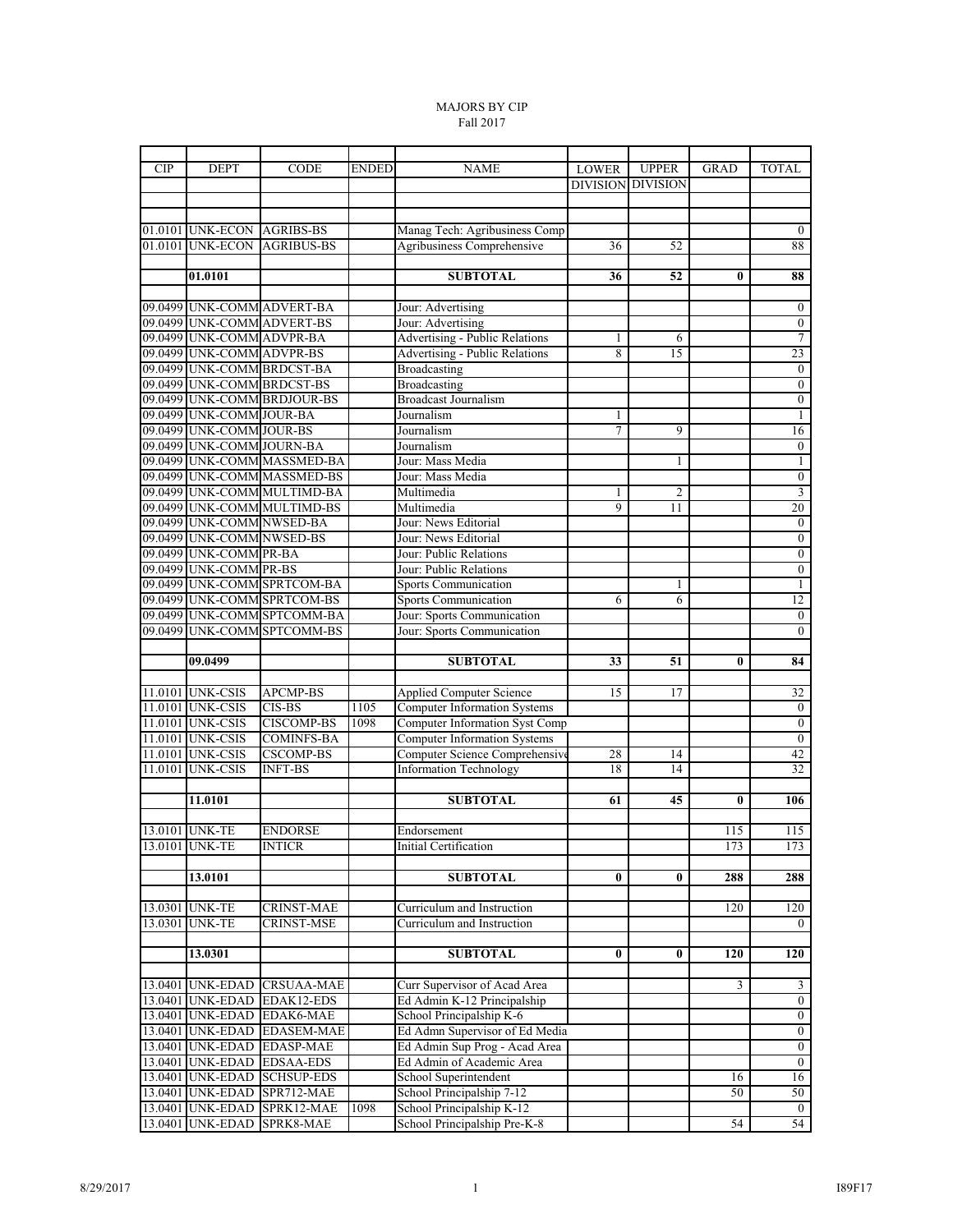MAJORS BY CIP
Fall 2017

| CIP | DEPT | CODE | ENDED | NAME | LOWER DIVISION | UPPER DIVISION | GRAD | TOTAL |
|---|---|---|---|---|---|---|---|---|
| 01.0101 | UNK-ECON | AGRIBS-BS | | Manag Tech: Agribusiness Comp | | | | 0 |
| 01.0101 | UNK-ECON | AGRIBUS-BS | | Agribusiness Comprehensive | 36 | 52 | | 88 |
| | **01.0101** | | | **SUBTOTAL** | **36** | **52** | **0** | **88** |
| 09.0499 | UNK-COMM | ADVERT-BA | | Jour: Advertising | | | | 0 |
| 09.0499 | UNK-COMM | ADVERT-BS | | Jour: Advertising | | | | 0 |
| 09.0499 | UNK-COMM | ADVPR-BA | | Advertising - Public Relations | 1 | 6 | | 7 |
| 09.0499 | UNK-COMM | ADVPR-BS | | Advertising - Public Relations | 8 | 15 | | 23 |
| 09.0499 | UNK-COMM | BRDCST-BA | | Broadcasting | | | | 0 |
| 09.0499 | UNK-COMM | BRDCST-BS | | Broadcasting | | | | 0 |
| 09.0499 | UNK-COMM | BRDJOUR-BS | | Broadcast Journalism | | | | 0 |
| 09.0499 | UNK-COMM | JOUR-BA | | Journalism | 1 | | | 1 |
| 09.0499 | UNK-COMM | JOUR-BS | | Journalism | 7 | 9 | | 16 |
| 09.0499 | UNK-COMM | JOURN-BA | | Journalism | | | | 0 |
| 09.0499 | UNK-COMM | MASSMED-BA | | Jour: Mass Media | | 1 | | 1 |
| 09.0499 | UNK-COMM | MASSMED-BS | | Jour: Mass Media | | | | 0 |
| 09.0499 | UNK-COMM | MULTIMD-BA | | Multimedia | 1 | 2 | | 3 |
| 09.0499 | UNK-COMM | MULTIMD-BS | | Multimedia | 9 | 11 | | 20 |
| 09.0499 | UNK-COMM | NWSED-BA | | Jour: News Editorial | | | | 0 |
| 09.0499 | UNK-COMM | NWSED-BS | | Jour: News Editorial | | | | 0 |
| 09.0499 | UNK-COMM | PR-BA | | Jour: Public Relations | | | | 0 |
| 09.0499 | UNK-COMM | PR-BS | | Jour: Public Relations | | | | 0 |
| 09.0499 | UNK-COMM | SPRTCOM-BA | | Sports Communication | | 1 | | 1 |
| 09.0499 | UNK-COMM | SPRTCOM-BS | | Sports Communication | 6 | 6 | | 12 |
| 09.0499 | UNK-COMM | SPTCOMM-BA | | Jour: Sports Communication | | | | 0 |
| 09.0499 | UNK-COMM | SPTCOMM-BS | | Jour: Sports Communication | | | | 0 |
| | **09.0499** | | | **SUBTOTAL** | **33** | **51** | **0** | **84** |
| 11.0101 | UNK-CSIS | APCMP-BS | | Applied Computer Science | 15 | 17 | | 32 |
| 11.0101 | UNK-CSIS | CIS-BS | 1105 | Computer Information Systems | | | | 0 |
| 11.0101 | UNK-CSIS | CISCOMP-BS | 1098 | Computer Information Syst Comp | | | | 0 |
| 11.0101 | UNK-CSIS | COMINFS-BA | | Computer Information Systems | | | | 0 |
| 11.0101 | UNK-CSIS | CSCOMP-BS | | Computer Science Comprehensive | 28 | 14 | | 42 |
| 11.0101 | UNK-CSIS | INFT-BS | | Information Technology | 18 | 14 | | 32 |
| | **11.0101** | | | **SUBTOTAL** | **61** | **45** | **0** | **106** |
| 13.0101 | UNK-TE | ENDORSE | | Endorsement | | | 115 | 115 |
| 13.0101 | UNK-TE | INTICR | | Initial Certification | | | 173 | 173 |
| | **13.0101** | | | **SUBTOTAL** | **0** | **0** | **288** | **288** |
| 13.0301 | UNK-TE | CRINST-MAE | | Curriculum and Instruction | | | 120 | 120 |
| 13.0301 | UNK-TE | CRINST-MSE | | Curriculum and Instruction | | | | 0 |
| | **13.0301** | | | **SUBTOTAL** | **0** | **0** | **120** | **120** |
| 13.0401 | UNK-EDAD | CRSUAA-MAE | | Curr Supervisor of Acad Area | | | 3 | 3 |
| 13.0401 | UNK-EDAD | EDAK12-EDS | | Ed Admin K-12 Principalship | | | | 0 |
| 13.0401 | UNK-EDAD | EDAK6-MAE | | School Principalship K-6 | | | | 0 |
| 13.0401 | UNK-EDAD | EDASEM-MAE | | Ed Admn Supervisor of Ed Media | | | | 0 |
| 13.0401 | UNK-EDAD | EDASP-MAE | | Ed Admin Sup Prog - Acad Area | | | | 0 |
| 13.0401 | UNK-EDAD | EDSAA-EDS | | Ed Admin of Academic Area | | | | 0 |
| 13.0401 | UNK-EDAD | SCHSUP-EDS | | School Superintendent | | | 16 | 16 |
| 13.0401 | UNK-EDAD | SPR712-MAE | | School Principalship 7-12 | | | 50 | 50 |
| 13.0401 | UNK-EDAD | SPRK12-MAE | 1098 | School Principalship K-12 | | | | 0 |
| 13.0401 | UNK-EDAD | SPRK8-MAE | | School Principalship Pre-K-8 | | | 54 | 54 |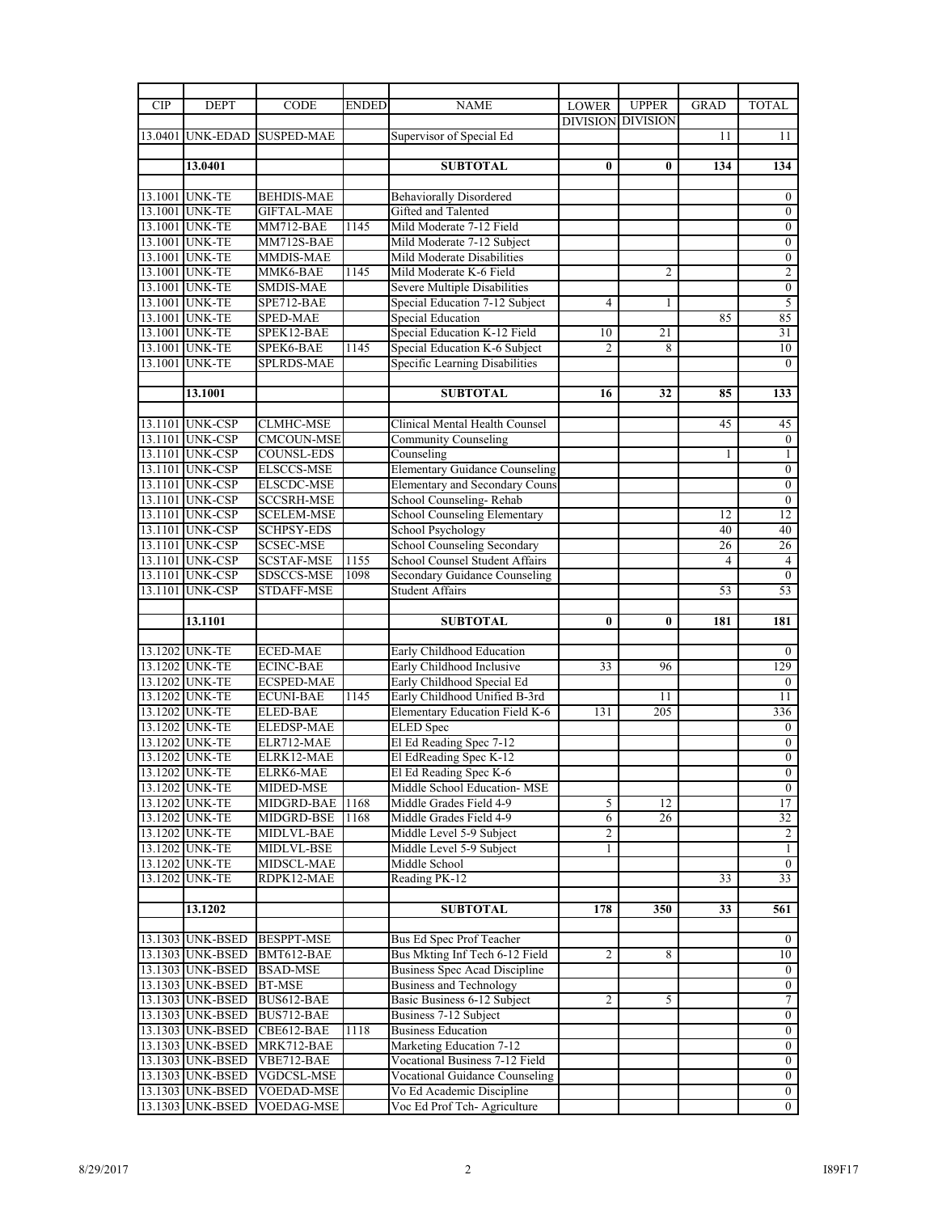| CIP | DEPT | CODE | ENDED | NAME | LOWER DIVISION | UPPER DIVISION | GRAD | TOTAL |
|---|---|---|---|---|---|---|---|---|
| 13.0401 | UNK-EDAD | SUSPED-MAE | | Supervisor of Special Ed | | | 11 | 11 |
| | | | | | | | | |
| | 13.0401 | | | **SUBTOTAL** | **0** | **0** | **134** | **134** |
| | | | | | | | | |
| 13.1001 | UNK-TE | BEHDIS-MAE | | Behaviorally Disordered | | | | 0 |
| 13.1001 | UNK-TE | GIFTAL-MAE | | Gifted and Talented | | | | 0 |
| 13.1001 | UNK-TE | MM712-BAE | 1145 | Mild Moderate 7-12 Field | | | | 0 |
| 13.1001 | UNK-TE | MM712S-BAE | | Mild Moderate 7-12 Subject | | | | 0 |
| 13.1001 | UNK-TE | MMDIS-MAE | | Mild Moderate Disabilities | | | | 0 |
| 13.1001 | UNK-TE | MMK6-BAE | 1145 | Mild Moderate K-6 Field | | 2 | | 2 |
| 13.1001 | UNK-TE | SMDIS-MAE | | Severe Multiple Disabilities | | | | 0 |
| 13.1001 | UNK-TE | SPE712-BAE | | Special Education 7-12 Subject | 4 | 1 | | 5 |
| 13.1001 | UNK-TE | SPED-MAE | | Special Education | | | 85 | 85 |
| 13.1001 | UNK-TE | SPEK12-BAE | | Special Education K-12 Field | 10 | 21 | | 31 |
| 13.1001 | UNK-TE | SPEK6-BAE | 1145 | Special Education K-6 Subject | 2 | 8 | | 10 |
| 13.1001 | UNK-TE | SPLRDS-MAE | | Specific Learning Disabilities | | | | 0 |
| | | | | | | | | |
| | 13.1001 | | | **SUBTOTAL** | **16** | **32** | **85** | **133** |
| | | | | | | | | |
| 13.1101 | UNK-CSP | CLMHC-MSE | | Clinical Mental Health Counsel | | | 45 | 45 |
| 13.1101 | UNK-CSP | CMCOUN-MSE | | Community Counseling | | | | 0 |
| 13.1101 | UNK-CSP | COUNSL-EDS | | Counseling | | | 1 | 1 |
| 13.1101 | UNK-CSP | ELSCCS-MSE | | Elementary Guidance Counseling | | | | 0 |
| 13.1101 | UNK-CSP | ELSCDC-MSE | | Elementary and Secondary Couns | | | | 0 |
| 13.1101 | UNK-CSP | SCCSRH-MSE | | School Counseling- Rehab | | | | 0 |
| 13.1101 | UNK-CSP | SCELEM-MSE | | School Counseling Elementary | | | 12 | 12 |
| 13.1101 | UNK-CSP | SCHPSY-EDS | | School Psychology | | | 40 | 40 |
| 13.1101 | UNK-CSP | SCSEC-MSE | | School Counseling Secondary | | | 26 | 26 |
| 13.1101 | UNK-CSP | SCSTAF-MSE | 1155 | School Counsel Student Affairs | | | 4 | 4 |
| 13.1101 | UNK-CSP | SDSCCS-MSE | 1098 | Secondary Guidance Counseling | | | | 0 |
| 13.1101 | UNK-CSP | STDAFF-MSE | | Student Affairs | | | 53 | 53 |
| | | | | | | | | |
| | 13.1101 | | | **SUBTOTAL** | **0** | **0** | **181** | **181** |
| | | | | | | | | |
| 13.1202 | UNK-TE | ECED-MAE | | Early Childhood Education | | | | 0 |
| 13.1202 | UNK-TE | ECINC-BAE | | Early Childhood Inclusive | 33 | 96 | | 129 |
| 13.1202 | UNK-TE | ECSPED-MAE | | Early Childhood Special Ed | | | | 0 |
| 13.1202 | UNK-TE | ECUNI-BAE | 1145 | Early Childhood Unified B-3rd | | 11 | | 11 |
| 13.1202 | UNK-TE | ELED-BAE | | Elementary Education Field K-6 | 131 | 205 | | 336 |
| 13.1202 | UNK-TE | ELEDSP-MAE | | ELED Spec | | | | 0 |
| 13.1202 | UNK-TE | ELR712-MAE | | El Ed Reading Spec 7-12 | | | | 0 |
| 13.1202 | UNK-TE | ELRK12-MAE | | El EdReading Spec K-12 | | | | 0 |
| 13.1202 | UNK-TE | ELRK6-MAE | | El Ed Reading Spec K-6 | | | | 0 |
| 13.1202 | UNK-TE | MIDED-MSE | | Middle School Education- MSE | | | | 0 |
| 13.1202 | UNK-TE | MIDGRD-BAE | 1168 | Middle Grades Field 4-9 | 5 | 12 | | 17 |
| 13.1202 | UNK-TE | MIDGRD-BSE | 1168 | Middle Grades Field 4-9 | 6 | 26 | | 32 |
| 13.1202 | UNK-TE | MIDLVL-BAE | | Middle Level 5-9 Subject | 2 | | | 2 |
| 13.1202 | UNK-TE | MIDLVL-BSE | | Middle Level 5-9 Subject | 1 | | | 1 |
| 13.1202 | UNK-TE | MIDSCL-MAE | | Middle School | | | | 0 |
| 13.1202 | UNK-TE | RDPK12-MAE | | Reading PK-12 | | | 33 | 33 |
| | | | | | | | | |
| | 13.1202 | | | **SUBTOTAL** | **178** | **350** | **33** | **561** |
| | | | | | | | | |
| 13.1303 | UNK-BSED | BESPPT-MSE | | Bus Ed Spec Prof Teacher | | | | 0 |
| 13.1303 | UNK-BSED | BMT612-BAE | | Bus Mkting Inf Tech 6-12 Field | 2 | 8 | | 10 |
| 13.1303 | UNK-BSED | BSAD-MSE | | Business Spec Acad Discipline | | | | 0 |
| 13.1303 | UNK-BSED | BT-MSE | | Business and Technology | | | | 0 |
| 13.1303 | UNK-BSED | BUS612-BAE | | Basic Business 6-12 Subject | 2 | 5 | | 7 |
| 13.1303 | UNK-BSED | BUS712-BAE | | Business 7-12 Subject | | | | 0 |
| 13.1303 | UNK-BSED | CBE612-BAE | 1118 | Business Education | | | | 0 |
| 13.1303 | UNK-BSED | MRK712-BAE | | Marketing Education 7-12 | | | | 0 |
| 13.1303 | UNK-BSED | VBE712-BAE | | Vocational Business 7-12 Field | | | | 0 |
| 13.1303 | UNK-BSED | VGDCSL-MSE | | Vocational Guidance Counseling | | | | 0 |
| 13.1303 | UNK-BSED | VOEDAD-MSE | | Vo Ed Academic Discipline | | | | 0 |
| 13.1303 | UNK-BSED | VOEDAG-MSE | | Voc Ed Prof Tch- Agriculture | | | | 0 |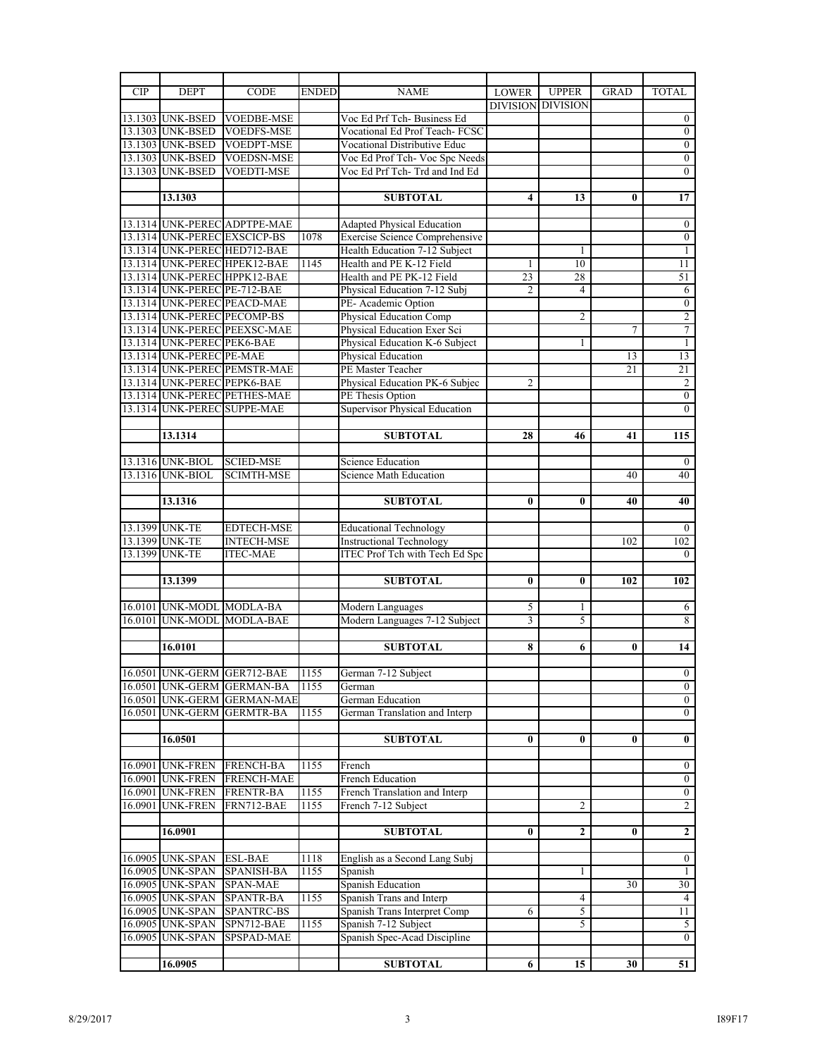| CIP | DEPT | CODE | ENDED | NAME | LOWER DIVISION | UPPER DIVISION | GRAD | TOTAL |
|---|---|---|---|---|---|---|---|---|
| 13.1303 | UNK-BSED | VOEDBE-MSE | | Voc Ed Prf Tch- Business Ed | | | | 0 |
| 13.1303 | UNK-BSED | VOEDFS-MSE | | Vocational Ed Prof Teach- FCSC | | | | 0 |
| 13.1303 | UNK-BSED | VOEDPT-MSE | | Vocational Distributive Educ | | | | 0 |
| 13.1303 | UNK-BSED | VOEDSN-MSE | | Voc Ed Prof Tch- Voc Spc Needs | | | | 0 |
| 13.1303 | UNK-BSED | VOEDTI-MSE | | Voc Ed Prf Tch- Trd and Ind Ed | | | | 0 |
| | **13.1303** | | | **SUBTOTAL** | **4** | **13** | **0** | **17** |
| 13.1314 | UNK-PEREC | ADPTPE-MAE | | Adapted Physical Education | | | | 0 |
| 13.1314 | UNK-PEREC | EXSCICP-BS | 1078 | Exercise Science Comprehensive | | | | 0 |
| 13.1314 | UNK-PEREC | HED712-BAE | | Health Education 7-12 Subject | | 1 | | 1 |
| 13.1314 | UNK-PEREC | HPEK12-BAE | 1145 | Health and PE K-12 Field | 1 | 10 | | 11 |
| 13.1314 | UNK-PEREC | HPPK12-BAE | | Health and PE PK-12 Field | 23 | 28 | | 51 |
| 13.1314 | UNK-PEREC | PE-712-BAE | | Physical Education 7-12 Subj | 2 | 4 | | 6 |
| 13.1314 | UNK-PEREC | PEACD-MAE | | PE- Academic Option | | | | 0 |
| 13.1314 | UNK-PEREC | PECOMP-BS | | Physical Education Comp | | 2 | | 2 |
| 13.1314 | UNK-PEREC | PEEXSC-MAE | | Physical Education Exer Sci | | | 7 | 7 |
| 13.1314 | UNK-PEREC | PEK6-BAE | | Physical Education K-6 Subject | | 1 | | 1 |
| 13.1314 | UNK-PEREC | PE-MAE | | Physical Education | | | 13 | 13 |
| 13.1314 | UNK-PEREC | PEMSTR-MAE | | PE Master Teacher | | | 21 | 21 |
| 13.1314 | UNK-PEREC | PEPK6-BAE | | Physical Education PK-6 Subjec | 2 | | | 2 |
| 13.1314 | UNK-PEREC | PETHES-MAE | | PE Thesis Option | | | | 0 |
| 13.1314 | UNK-PEREC | SUPPE-MAE | | Supervisor Physical Education | | | | 0 |
| | **13.1314** | | | **SUBTOTAL** | **28** | **46** | **41** | **115** |
| 13.1316 | UNK-BIOL | SCIED-MSE | | Science Education | | | | 0 |
| 13.1316 | UNK-BIOL | SCIMTH-MSE | | Science Math Education | | | 40 | 40 |
| | **13.1316** | | | **SUBTOTAL** | **0** | **0** | **40** | **40** |
| 13.1399 | UNK-TE | EDTECH-MSE | | Educational Technology | | | | 0 |
| 13.1399 | UNK-TE | INTECH-MSE | | Instructional Technology | | | 102 | 102 |
| 13.1399 | UNK-TE | ITEC-MAE | | ITEC Prof Tch with Tech Ed Spc | | | | 0 |
| | **13.1399** | | | **SUBTOTAL** | **0** | **0** | **102** | **102** |
| 16.0101 | UNK-MODL | MODLA-BA | | Modern Languages | 5 | 1 | | 6 |
| 16.0101 | UNK-MODL | MODLA-BAE | | Modern Languages 7-12 Subject | 3 | 5 | | 8 |
| | **16.0101** | | | **SUBTOTAL** | **8** | **6** | **0** | **14** |
| 16.0501 | UNK-GERM | GER712-BAE | 1155 | German 7-12 Subject | | | | 0 |
| 16.0501 | UNK-GERM | GERMAN-BA | 1155 | German | | | | 0 |
| 16.0501 | UNK-GERM | GERMAN-MAE | | German Education | | | | 0 |
| 16.0501 | UNK-GERM | GERMTR-BA | 1155 | German Translation and Interp | | | | 0 |
| | **16.0501** | | | **SUBTOTAL** | **0** | **0** | **0** | **0** |
| 16.0901 | UNK-FREN | FRENCH-BA | 1155 | French | | | | 0 |
| 16.0901 | UNK-FREN | FRENCH-MAE | | French Education | | | | 0 |
| 16.0901 | UNK-FREN | FRENTR-BA | 1155 | French Translation and Interp | | | | 0 |
| 16.0901 | UNK-FREN | FRN712-BAE | 1155 | French 7-12 Subject | | 2 | | 2 |
| | **16.0901** | | | **SUBTOTAL** | **0** | **2** | **0** | **2** |
| 16.0905 | UNK-SPAN | ESL-BAE | 1118 | English as a Second Lang Subj | | | | 0 |
| 16.0905 | UNK-SPAN | SPANISH-BA | 1155 | Spanish | | 1 | | 1 |
| 16.0905 | UNK-SPAN | SPAN-MAE | | Spanish Education | | | 30 | 30 |
| 16.0905 | UNK-SPAN | SPANTR-BA | 1155 | Spanish Trans and Interp | | 4 | | 4 |
| 16.0905 | UNK-SPAN | SPANTRC-BS | | Spanish Trans Interpret Comp | 6 | 5 | | 11 |
| 16.0905 | UNK-SPAN | SPN712-BAE | 1155 | Spanish 7-12 Subject | | 5 | | 5 |
| 16.0905 | UNK-SPAN | SPSPAD-MAE | | Spanish Spec-Acad Discipline | | | | 0 |
| | **16.0905** | | | **SUBTOTAL** | **6** | **15** | **30** | **51** |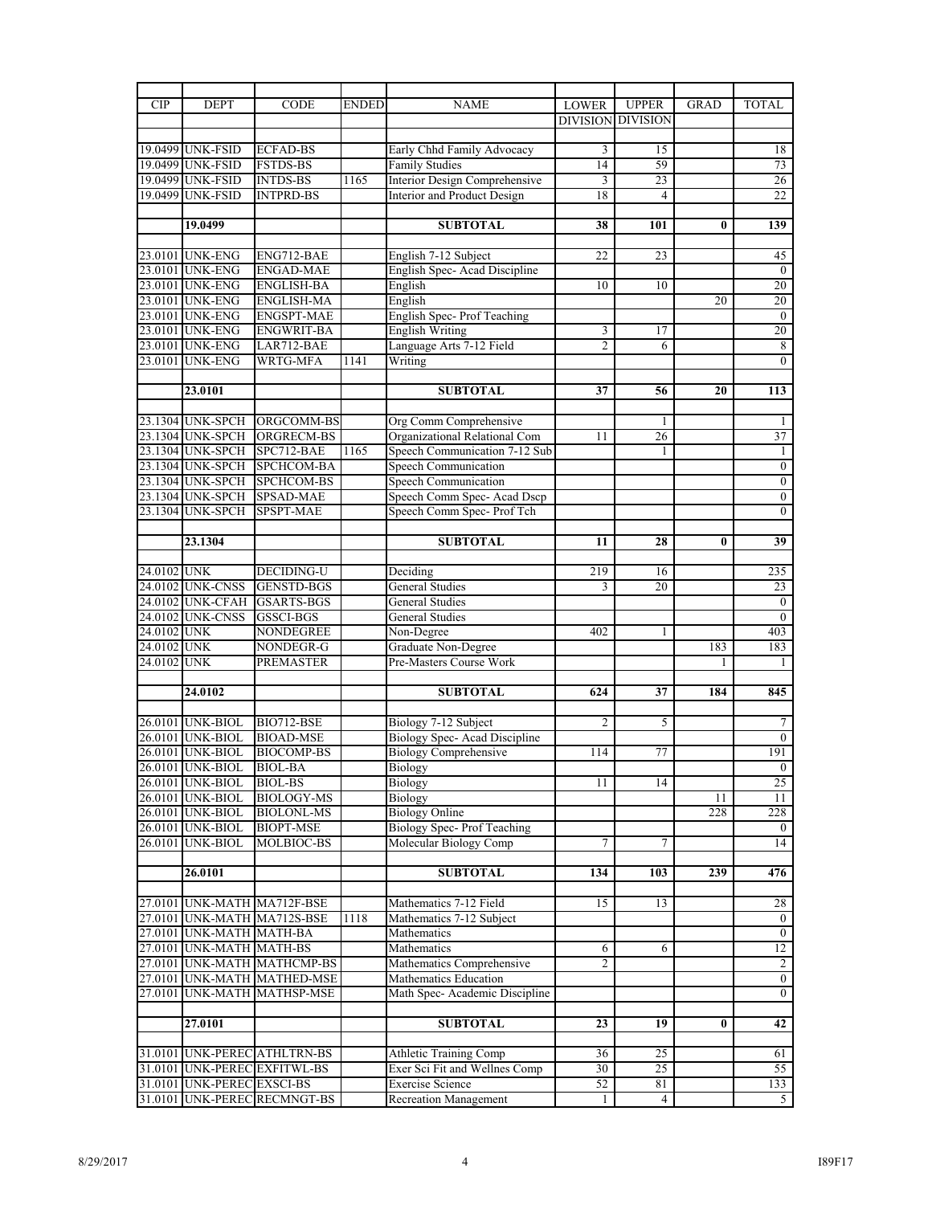| CIP | DEPT | CODE | ENDED | NAME | LOWER DIVISION | UPPER DIVISION | GRAD | TOTAL |
|---|---|---|---|---|---|---|---|---|
| 19.0499 | UNK-FSID | ECFAD-BS | | Early Chhd Family Advocacy | 3 | 15 | | 18 |
| 19.0499 | UNK-FSID | FSTDS-BS | | Family Studies | 14 | 59 | | 73 |
| 19.0499 | UNK-FSID | INTDS-BS | 1165 | Interior Design Comprehensive | 3 | 23 | | 26 |
| 19.0499 | UNK-FSID | INTPRD-BS | | Interior and Product Design | 18 | 4 | | 22 |
| | **19.0499** | | | **SUBTOTAL** | **38** | **101** | **0** | **139** |
| 23.0101 | UNK-ENG | ENG712-BAE | | English 7-12 Subject | 22 | 23 | | 45 |
| 23.0101 | UNK-ENG | ENGAD-MAE | | English Spec- Acad Discipline | | | | 0 |
| 23.0101 | UNK-ENG | ENGLISH-BA | | English | 10 | 10 | | 20 |
| 23.0101 | UNK-ENG | ENGLISH-MA | | English | | | 20 | 20 |
| 23.0101 | UNK-ENG | ENGSPT-MAE | | English Spec- Prof Teaching | | | | 0 |
| 23.0101 | UNK-ENG | ENGWRIT-BA | | English Writing | 3 | 17 | | 20 |
| 23.0101 | UNK-ENG | LAR712-BAE | | Language Arts 7-12 Field | 2 | 6 | | 8 |
| 23.0101 | UNK-ENG | WRTG-MFA | 1141 | Writing | | | | 0 |
| | **23.0101** | | | **SUBTOTAL** | **37** | **56** | **20** | **113** |
| 23.1304 | UNK-SPCH | ORGCOMM-BS | | Org Comm Comprehensive | | 1 | | 1 |
| 23.1304 | UNK-SPCH | ORGRECM-BS | | Organizational Relational Com | 11 | 26 | | 37 |
| 23.1304 | UNK-SPCH | SPC712-BAE | 1165 | Speech Communication 7-12 Sub | | 1 | | 1 |
| 23.1304 | UNK-SPCH | SPCHCOM-BA | | Speech Communication | | | | 0 |
| 23.1304 | UNK-SPCH | SPCHCOM-BS | | Speech Communication | | | | 0 |
| 23.1304 | UNK-SPCH | SPSAD-MAE | | Speech Comm Spec- Acad Dscp | | | | 0 |
| 23.1304 | UNK-SPCH | SPSPT-MAE | | Speech Comm Spec- Prof Tch | | | | 0 |
| | **23.1304** | | | **SUBTOTAL** | **11** | **28** | **0** | **39** |
| 24.0102 | UNK | DECIDING-U | | Deciding | 219 | 16 | | 235 |
| 24.0102 | UNK-CNSS | GENSTD-BGS | | General Studies | 3 | 20 | | 23 |
| 24.0102 | UNK-CFAH | GSARTS-BGS | | General Studies | | | | 0 |
| 24.0102 | UNK-CNSS | GSSCI-BGS | | General Studies | | | | 0 |
| 24.0102 | UNK | NONDEGREE | | Non-Degree | 402 | 1 | | 403 |
| 24.0102 | UNK | NONDEGR-G | | Graduate Non-Degree | | | 183 | 183 |
| 24.0102 | UNK | PREMASTER | | Pre-Masters Course Work | | | 1 | 1 |
| | **24.0102** | | | **SUBTOTAL** | **624** | **37** | **184** | **845** |
| 26.0101 | UNK-BIOL | BIO712-BSE | | Biology 7-12 Subject | 2 | 5 | | 7 |
| 26.0101 | UNK-BIOL | BIOAD-MSE | | Biology Spec- Acad Discipline | | | | 0 |
| 26.0101 | UNK-BIOL | BIOCOMP-BS | | Biology Comprehensive | 114 | 77 | | 191 |
| 26.0101 | UNK-BIOL | BIOL-BA | | Biology | | | | 0 |
| 26.0101 | UNK-BIOL | BIOL-BS | | Biology | 11 | 14 | | 25 |
| 26.0101 | UNK-BIOL | BIOLOGY-MS | | Biology | | | 11 | 11 |
| 26.0101 | UNK-BIOL | BIOLONL-MS | | Biology Online | | | 228 | 228 |
| 26.0101 | UNK-BIOL | BIOPT-MSE | | Biology Spec- Prof Teaching | | | | 0 |
| 26.0101 | UNK-BIOL | MOLBIOC-BS | | Molecular Biology Comp | 7 | 7 | | 14 |
| | **26.0101** | | | **SUBTOTAL** | **134** | **103** | **239** | **476** |
| 27.0101 | UNK-MATH | MA712F-BSE | | Mathematics 7-12 Field | 15 | 13 | | 28 |
| 27.0101 | UNK-MATH | MA712S-BSE | 1118 | Mathematics 7-12 Subject | | | | 0 |
| 27.0101 | UNK-MATH | MATH-BA | | Mathematics | | | | 0 |
| 27.0101 | UNK-MATH | MATH-BS | | Mathematics | 6 | 6 | | 12 |
| 27.0101 | UNK-MATH | MATHCMP-BS | | Mathematics Comprehensive | 2 | | | 2 |
| 27.0101 | UNK-MATH | MATHED-MSE | | Mathematics Education | | | | 0 |
| 27.0101 | UNK-MATH | MATHSP-MSE | | Math Spec- Academic Discipline | | | | 0 |
| | **27.0101** | | | **SUBTOTAL** | **23** | **19** | **0** | **42** |
| 31.0101 | UNK-PEREC | ATHLTRN-BS | | Athletic Training Comp | 36 | 25 | | 61 |
| 31.0101 | UNK-PEREC | EXFITWL-BS | | Exer Sci Fit and Wellnes Comp | 30 | 25 | | 55 |
| 31.0101 | UNK-PEREC | EXSCI-BS | | Exercise Science | 52 | 81 | | 133 |
| 31.0101 | UNK-PEREC | RECMNGT-BS | | Recreation Management | 1 | 4 | | 5 |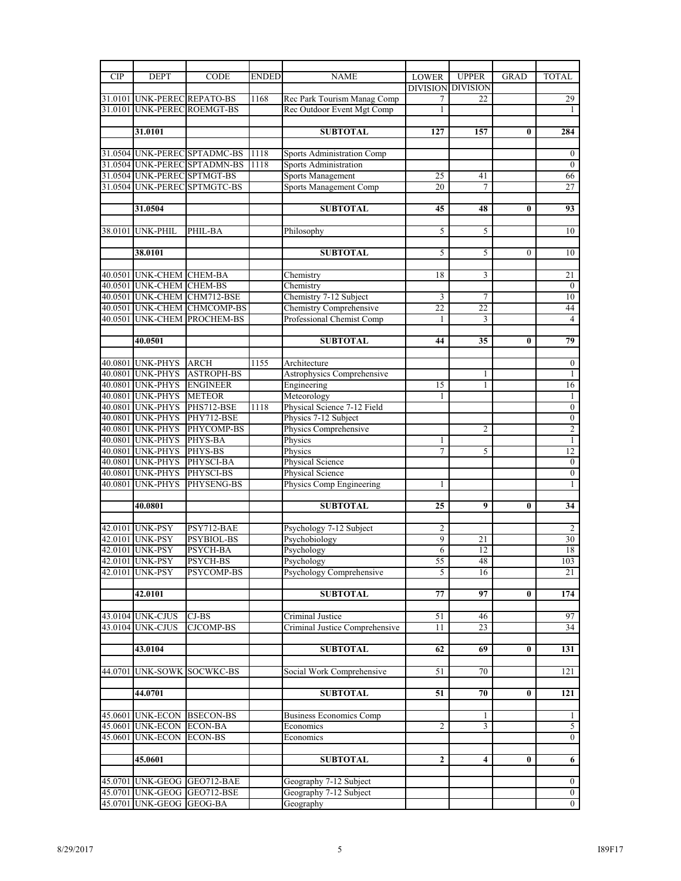| CIP | DEPT | CODE | ENDED | NAME | LOWER DIVISION | UPPER DIVISION | GRAD | TOTAL |
|---|---|---|---|---|---|---|---|---|
| 31.0101 | UNK-PEREC | REPATO-BS | 1168 | Rec Park Tourism Manag Comp | 7 | 22 | | 29 |
| 31.0101 | UNK-PEREC | ROEMGT-BS | | Rec Outdoor Event Mgt Comp | 1 | | | 1 |
| | | | | | | | | |
| | **31.0101** | | | **SUBTOTAL** | **127** | **157** | **0** | **284** |
| | | | | | | | | |
| 31.0504 | UNK-PEREC | SPTADMC-BS | 1118 | Sports Administration Comp | | | | 0 |
| 31.0504 | UNK-PEREC | SPTADMN-BS | 1118 | Sports Administration | | | | 0 |
| 31.0504 | UNK-PEREC | SPTMGT-BS | | Sports Management | 25 | 41 | | 66 |
| 31.0504 | UNK-PEREC | SPTMGTC-BS | | Sports Management Comp | 20 | 7 | | 27 |
| | | | | | | | | |
| | **31.0504** | | | **SUBTOTAL** | **45** | **48** | **0** | **93** |
| | | | | | | | | |
| 38.0101 | UNK-PHIL | PHIL-BA | | Philosophy | 5 | 5 | | 10 |
| | | | | | | | | |
| | **38.0101** | | | **SUBTOTAL** | 5 | 5 | 0 | 10 |
| | | | | | | | | |
| 40.0501 | UNK-CHEM | CHEM-BA | | Chemistry | 18 | 3 | | 21 |
| 40.0501 | UNK-CHEM | CHEM-BS | | Chemistry | | | | 0 |
| 40.0501 | UNK-CHEM | CHM712-BSE | | Chemistry 7-12 Subject | 3 | 7 | | 10 |
| 40.0501 | UNK-CHEM | CHMCOMP-BS | | Chemistry Comprehensive | 22 | 22 | | 44 |
| 40.0501 | UNK-CHEM | PROCHEM-BS | | Professional Chemist Comp | 1 | 3 | | 4 |
| | | | | | | | | |
| | **40.0501** | | | **SUBTOTAL** | **44** | **35** | **0** | **79** |
| | | | | | | | | |
| 40.0801 | UNK-PHYS | ARCH | 1155 | Architecture | | | | 0 |
| 40.0801 | UNK-PHYS | ASTROPH-BS | | Astrophysics Comprehensive | | 1 | | 1 |
| 40.0801 | UNK-PHYS | ENGINEER | | Engineering | 15 | 1 | | 16 |
| 40.0801 | UNK-PHYS | METEOR | | Meteorology | 1 | | | 1 |
| 40.0801 | UNK-PHYS | PHS712-BSE | 1118 | Physical Science 7-12 Field | | | | 0 |
| 40.0801 | UNK-PHYS | PHY712-BSE | | Physics 7-12 Subject | | | | 0 |
| 40.0801 | UNK-PHYS | PHYCOMP-BS | | Physics Comprehensive | | 2 | | 2 |
| 40.0801 | UNK-PHYS | PHYS-BA | | Physics | 1 | | | 1 |
| 40.0801 | UNK-PHYS | PHYS-BS | | Physics | 7 | 5 | | 12 |
| 40.0801 | UNK-PHYS | PHYSCI-BA | | Physical Science | | | | 0 |
| 40.0801 | UNK-PHYS | PHYSCI-BS | | Physical Science | | | | 0 |
| 40.0801 | UNK-PHYS | PHYSENG-BS | | Physics Comp Engineering | 1 | | | 1 |
| | | | | | | | | |
| | **40.0801** | | | **SUBTOTAL** | **25** | **9** | **0** | **34** |
| | | | | | | | | |
| 42.0101 | UNK-PSY | PSY712-BAE | | Psychology 7-12 Subject | 2 | | | 2 |
| 42.0101 | UNK-PSY | PSYBIOL-BS | | Psychobiology | 9 | 21 | | 30 |
| 42.0101 | UNK-PSY | PSYCH-BA | | Psychology | 6 | 12 | | 18 |
| 42.0101 | UNK-PSY | PSYCH-BS | | Psychology | 55 | 48 | | 103 |
| 42.0101 | UNK-PSY | PSYCOMP-BS | | Psychology Comprehensive | 5 | 16 | | 21 |
| | | | | | | | | |
| | **42.0101** | | | **SUBTOTAL** | **77** | **97** | **0** | **174** |
| | | | | | | | | |
| 43.0104 | UNK-CJUS | CJ-BS | | Criminal Justice | 51 | 46 | | 97 |
| 43.0104 | UNK-CJUS | CJCOMP-BS | | Criminal Justice Comprehensive | 11 | 23 | | 34 |
| | | | | | | | | |
| | **43.0104** | | | **SUBTOTAL** | **62** | **69** | **0** | **131** |
| | | | | | | | | |
| 44.0701 | UNK-SOWK | SOCWKC-BS | | Social Work Comprehensive | 51 | 70 | | 121 |
| | | | | | | | | |
| | **44.0701** | | | **SUBTOTAL** | **51** | **70** | **0** | **121** |
| | | | | | | | | |
| 45.0601 | UNK-ECON | BSECON-BS | | Business Economics Comp | | 1 | | 1 |
| 45.0601 | UNK-ECON | ECON-BA | | Economics | 2 | 3 | | 5 |
| 45.0601 | UNK-ECON | ECON-BS | | Economics | | | | 0 |
| | | | | | | | | |
| | **45.0601** | | | **SUBTOTAL** | **2** | **4** | **0** | **6** |
| | | | | | | | | |
| 45.0701 | UNK-GEOG | GEO712-BAE | | Geography 7-12 Subject | | | | 0 |
| 45.0701 | UNK-GEOG | GEO712-BSE | | Geography 7-12 Subject | | | | 0 |
| 45.0701 | UNK-GEOG | GEOG-BA | | Geography | | | | 0 |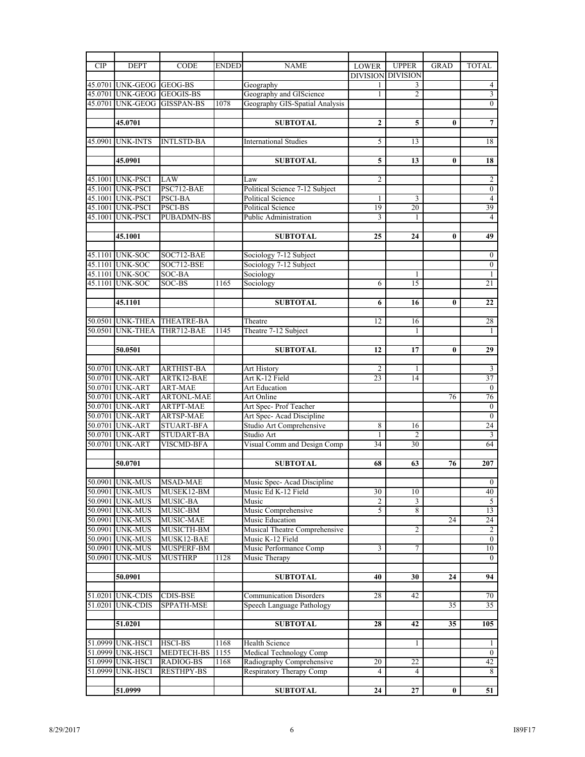| CIP | DEPT | CODE | ENDED | NAME | LOWER DIVISION | UPPER DIVISION | GRAD | TOTAL |
|---|---|---|---|---|---|---|---|---|
| 45.0701 | UNK-GEOG | GEOG-BS | | Geography | 1 | 3 | | 4 |
| 45.0701 | UNK-GEOG | GEOGIS-BS | | Geography and GIScience | 1 | 2 | | 3 |
| 45.0701 | UNK-GEOG | GISSPAN-BS | 1078 | Geography GIS-Spatial Analysis | | | | 0 |
| | **45.0701** | | | **SUBTOTAL** | **2** | **5** | **0** | **7** |
| 45.0901 | UNK-INTS | INTLSTD-BA | | International Studies | 5 | 13 | | 18 |
| | **45.0901** | | | **SUBTOTAL** | **5** | **13** | **0** | **18** |
| 45.1001 | UNK-PSCI | LAW | | Law | 2 | | | 2 |
| 45.1001 | UNK-PSCI | PSC712-BAE | | Political Science 7-12 Subject | | | | 0 |
| 45.1001 | UNK-PSCI | PSCI-BA | | Political Science | 1 | 3 | | 4 |
| 45.1001 | UNK-PSCI | PSCI-BS | | Political Science | 19 | 20 | | 39 |
| 45.1001 | UNK-PSCI | PUBADMN-BS | | Public Administration | 3 | 1 | | 4 |
| | **45.1001** | | | **SUBTOTAL** | **25** | **24** | **0** | **49** |
| 45.1101 | UNK-SOC | SOC712-BAE | | Sociology 7-12 Subject | | | | 0 |
| 45.1101 | UNK-SOC | SOC712-BSE | | Sociology 7-12 Subject | | | | 0 |
| 45.1101 | UNK-SOC | SOC-BA | | Sociology | | 1 | | 1 |
| 45.1101 | UNK-SOC | SOC-BS | 1165 | Sociology | 6 | 15 | | 21 |
| | **45.1101** | | | **SUBTOTAL** | **6** | **16** | **0** | **22** |
| 50.0501 | UNK-THEA | THEATRE-BA | | Theatre | 12 | 16 | | 28 |
| 50.0501 | UNK-THEA | THR712-BAE | 1145 | Theatre 7-12 Subject | | 1 | | 1 |
| | **50.0501** | | | **SUBTOTAL** | **12** | **17** | **0** | **29** |
| 50.0701 | UNK-ART | ARTHIST-BA | | Art History | 2 | 1 | | 3 |
| 50.0701 | UNK-ART | ARTK12-BAE | | Art K-12 Field | 23 | 14 | | 37 |
| 50.0701 | UNK-ART | ART-MAE | | Art Education | | | | 0 |
| 50.0701 | UNK-ART | ARTONL-MAE | | Art Online | | | 76 | 76 |
| 50.0701 | UNK-ART | ARTPT-MAE | | Art Spec- Prof Teacher | | | | 0 |
| 50.0701 | UNK-ART | ARTSP-MAE | | Art Spec- Acad Discipline | | | | 0 |
| 50.0701 | UNK-ART | STUART-BFA | | Studio Art Comprehensive | 8 | 16 | | 24 |
| 50.0701 | UNK-ART | STUDART-BA | | Studio Art | 1 | 2 | | 3 |
| 50.0701 | UNK-ART | VISCMD-BFA | | Visual Comm and Design Comp | 34 | 30 | | 64 |
| | **50.0701** | | | **SUBTOTAL** | **68** | **63** | **76** | **207** |
| 50.0901 | UNK-MUS | MSAD-MAE | | Music Spec- Acad Discipline | | | | 0 |
| 50.0901 | UNK-MUS | MUSEK12-BM | | Music Ed K-12 Field | 30 | 10 | | 40 |
| 50.0901 | UNK-MUS | MUSIC-BA | | Music | 2 | 3 | | 5 |
| 50.0901 | UNK-MUS | MUSIC-BM | | Music Comprehensive | 5 | 8 | | 13 |
| 50.0901 | UNK-MUS | MUSIC-MAE | | Music Education | | | 24 | 24 |
| 50.0901 | UNK-MUS | MUSICTH-BM | | Musical Theatre Comprehensive | | 2 | | 2 |
| 50.0901 | UNK-MUS | MUSK12-BAE | | Music K-12 Field | | | | 0 |
| 50.0901 | UNK-MUS | MUSPERF-BM | | Music Performance Comp | 3 | 7 | | 10 |
| 50.0901 | UNK-MUS | MUSTHRP | 1128 | Music Therapy | | | | 0 |
| | **50.0901** | | | **SUBTOTAL** | **40** | **30** | **24** | **94** |
| 51.0201 | UNK-CDIS | CDIS-BSE | | Communication Disorders | 28 | 42 | | 70 |
| 51.0201 | UNK-CDIS | SPPATH-MSE | | Speech Language Pathology | | | 35 | 35 |
| | **51.0201** | | | **SUBTOTAL** | **28** | **42** | **35** | **105** |
| 51.0999 | UNK-HSCI | HSCI-BS | 1168 | Health Science | | 1 | | 1 |
| 51.0999 | UNK-HSCI | MEDTECH-BS | 1155 | Medical Technology Comp | | | | 0 |
| 51.0999 | UNK-HSCI | RADIOG-BS | 1168 | Radiography Comprehensive | 20 | 22 | | 42 |
| 51.0999 | UNK-HSCI | RESTHPY-BS | | Respiratory Therapy Comp | 4 | 4 | | 8 |
| | **51.0999** | | | **SUBTOTAL** | **24** | **27** | **0** | **51** |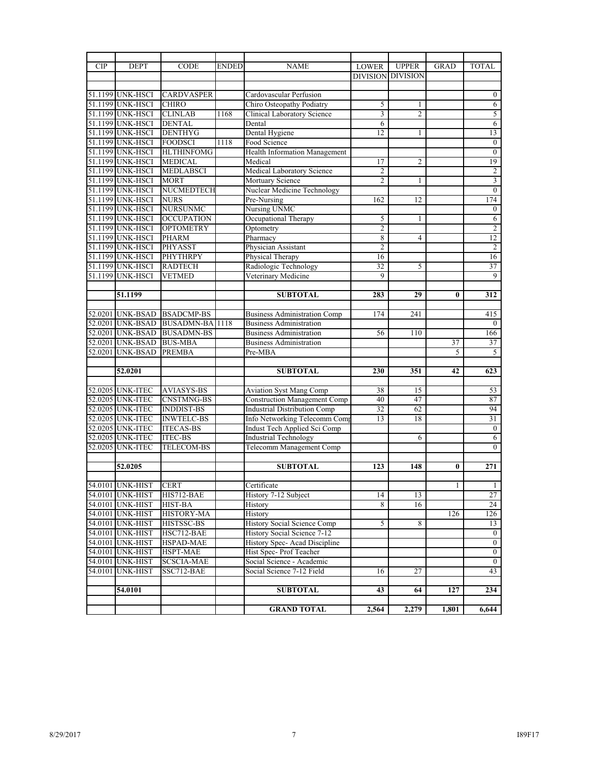| CIP | DEPT | CODE | ENDED | NAME | LOWER DIVISION | UPPER DIVISION | GRAD | TOTAL |
|---|---|---|---|---|---|---|---|---|
| 51.1199 | UNK-HSCI | CARDVASPER | | Cardovascular Perfusion | | | | 0 |
| 51.1199 | UNK-HSCI | CHIRO | | Chiro Osteopathy Podiatry | 5 | 1 | | 6 |
| 51.1199 | UNK-HSCI | CLINLAB | 1168 | Clinical Laboratory Science | 3 | 2 | | 5 |
| 51.1199 | UNK-HSCI | DENTAL | | Dental | 6 | | | 6 |
| 51.1199 | UNK-HSCI | DENTHYG | | Dental Hygiene | 12 | 1 | | 13 |
| 51.1199 | UNK-HSCI | FOODSCI | 1118 | Food Science | | | | 0 |
| 51.1199 | UNK-HSCI | HLTHINFOMG | | Health Information Management | | | | 0 |
| 51.1199 | UNK-HSCI | MEDICAL | | Medical | 17 | 2 | | 19 |
| 51.1199 | UNK-HSCI | MEDLABSCI | | Medical Laboratory Science | 2 | | | 2 |
| 51.1199 | UNK-HSCI | MORT | | Mortuary Science | 2 | 1 | | 3 |
| 51.1199 | UNK-HSCI | NUCMEDTECH | | Nuclear Medicine Technology | | | | 0 |
| 51.1199 | UNK-HSCI | NURS | | Pre-Nursing | 162 | 12 | | 174 |
| 51.1199 | UNK-HSCI | NURSUNMC | | Nursing UNMC | | | | 0 |
| 51.1199 | UNK-HSCI | OCCUPATION | | Occupational Therapy | 5 | 1 | | 6 |
| 51.1199 | UNK-HSCI | OPTOMETRY | | Optometry | 2 | | | 2 |
| 51.1199 | UNK-HSCI | PHARM | | Pharmacy | 8 | 4 | | 12 |
| 51.1199 | UNK-HSCI | PHYASST | | Physician Assistant | 2 | | | 2 |
| 51.1199 | UNK-HSCI | PHYTHRPY | | Physical Therapy | 16 | | | 16 |
| 51.1199 | UNK-HSCI | RADTECH | | Radiologic Technology | 32 | 5 | | 37 |
| 51.1199 | UNK-HSCI | VETMED | | Veterinary Medicine | 9 | | | 9 |
| | **51.1199** | | | **SUBTOTAL** | **283** | **29** | **0** | **312** |
| 52.0201 | UNK-BSAD | BSADCMP-BS | | Business Administration Comp | 174 | 241 | | 415 |
| 52.0201 | UNK-BSAD | BUSADMN-BA | 1118 | Business Administration | | | | 0 |
| 52.0201 | UNK-BSAD | BUSADMN-BS | | Business Administration | 56 | 110 | | 166 |
| 52.0201 | UNK-BSAD | BUS-MBA | | Business Administration | | | 37 | 37 |
| 52.0201 | UNK-BSAD | PREMBA | | Pre-MBA | | | 5 | 5 |
| | **52.0201** | | | **SUBTOTAL** | **230** | **351** | **42** | **623** |
| 52.0205 | UNK-ITEC | AVIASYS-BS | | Aviation Syst Mang Comp | 38 | 15 | | 53 |
| 52.0205 | UNK-ITEC | CNSTMNG-BS | | Construction Management Comp | 40 | 47 | | 87 |
| 52.0205 | UNK-ITEC | INDDIST-BS | | Industrial Distribution Comp | 32 | 62 | | 94 |
| 52.0205 | UNK-ITEC | INWTELC-BS | | Info Networking Telecomm Comp | 13 | 18 | | 31 |
| 52.0205 | UNK-ITEC | ITECAS-BS | | Indust Tech Applied Sci Comp | | | | 0 |
| 52.0205 | UNK-ITEC | ITEC-BS | | Industrial Technology | | 6 | | 6 |
| 52.0205 | UNK-ITEC | TELECOM-BS | | Telecomm Management Comp | | | | 0 |
| | **52.0205** | | | **SUBTOTAL** | **123** | **148** | **0** | **271** |
| 54.0101 | UNK-HIST | CERT | | Certificate | | | 1 | 1 |
| 54.0101 | UNK-HIST | HIS712-BAE | | History 7-12 Subject | 14 | 13 | | 27 |
| 54.0101 | UNK-HIST | HIST-BA | | History | 8 | 16 | | 24 |
| 54.0101 | UNK-HIST | HISTORY-MA | | History | | | 126 | 126 |
| 54.0101 | UNK-HIST | HISTSSC-BS | | History Social Science Comp | 5 | 8 | | 13 |
| 54.0101 | UNK-HIST | HSC712-BAE | | History Social Science 7-12 | | | | 0 |
| 54.0101 | UNK-HIST | HSPAD-MAE | | History Spec- Acad Discipline | | | | 0 |
| 54.0101 | UNK-HIST | HSPT-MAE | | Hist Spec- Prof Teacher | | | | 0 |
| 54.0101 | UNK-HIST | SCSCIA-MAE | | Social Science - Academic | | | | 0 |
| 54.0101 | UNK-HIST | SSC712-BAE | | Social Science 7-12 Field | 16 | 27 | | 43 |
| | **54.0101** | | | **SUBTOTAL** | **43** | **64** | **127** | **234** |
| | | | | **GRAND TOTAL** | **2,564** | **2,279** | **1,801** | **6,644** |